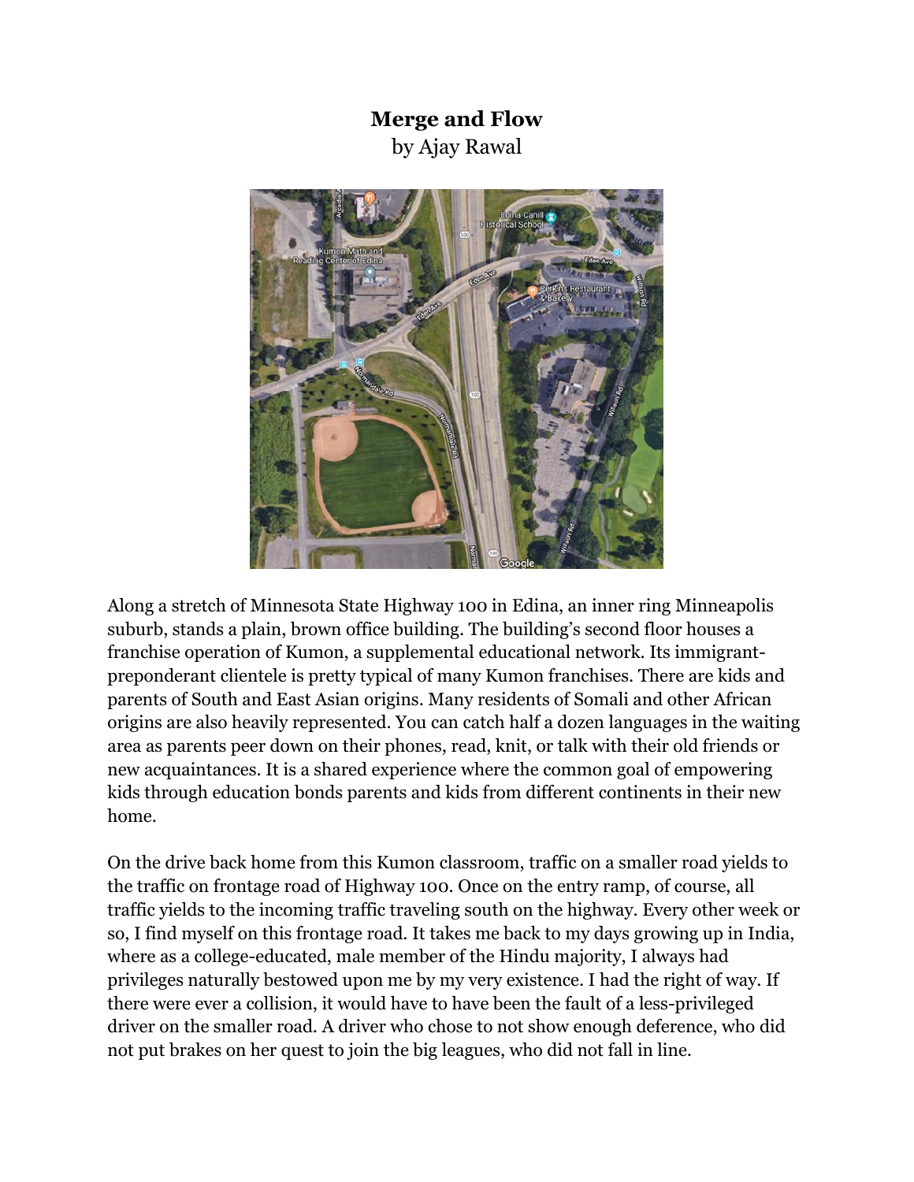# Merge and Flow

by Ajay Rawal

Along a stretch of Minnesota State Highway 100 in Edina, an inner ring Minneapolis suburb, stands a plain, brown office building. The building's second floor houses a franchise operation of Kumon, a supplemental educational network. Its immigrant-preponderant clientele is pretty typical of many Kumon franchises. There are kids and parents of South and East Asian origins. Many residents of Somali and other African origins are also heavily represented. You can catch half a dozen languages in the waiting area as parents peer down on their phones, read, knit, or talk with their old friends or new acquaintances. It is a shared experience where the common goal of empowering kids through education bonds parents and kids from different continents in their new home.

On the drive back home from this Kumon classroom, traffic on a smaller road yields to the traffic on frontage road of Highway 100. Once on the entry ramp, of course, all traffic yields to the incoming traffic traveling south on the highway. Every other week or so, I find myself on this frontage road. It takes me back to my days growing up in India, where as a college-educated, male member of the Hindu majority, I always had privileges naturally bestowed upon me by my very existence. I had the right of way. If there were ever a collision, it would have to have been the fault of a less-privileged driver on the smaller road. A driver who chose to not show enough deference, who did not put brakes on her quest to join the big leagues, who did not fall in line.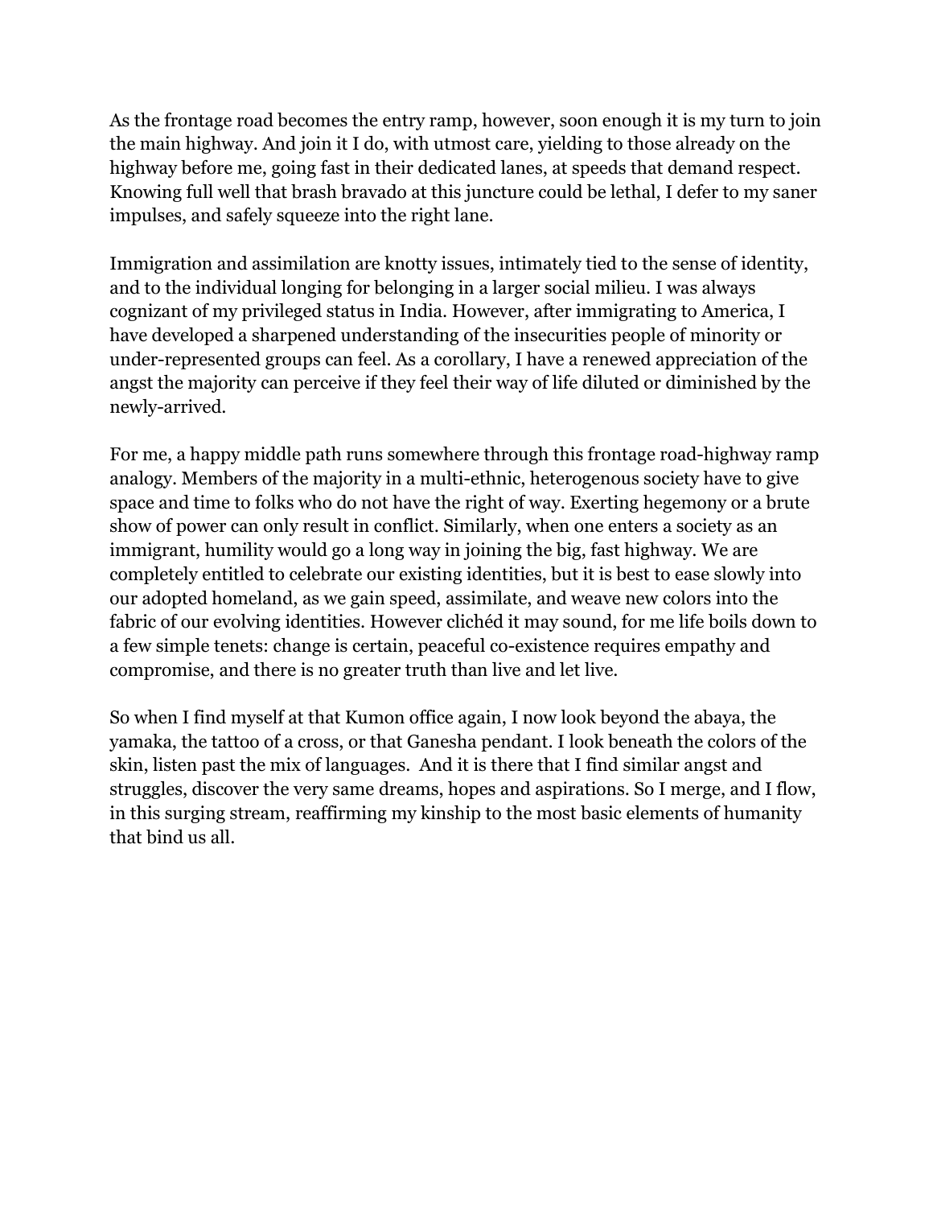As the frontage road becomes the entry ramp, however, soon enough it is my turn to join the main highway. And join it I do, with utmost care, yielding to those already on the highway before me, going fast in their dedicated lanes, at speeds that demand respect. Knowing full well that brash bravado at this juncture could be lethal, I defer to my saner impulses, and safely squeeze into the right lane.

Immigration and assimilation are knotty issues, intimately tied to the sense of identity, and to the individual longing for belonging in a larger social milieu. I was always cognizant of my privileged status in India. However, after immigrating to America, I have developed a sharpened understanding of the insecurities people of minority or under-represented groups can feel. As a corollary, I have a renewed appreciation of the angst the majority can perceive if they feel their way of life diluted or diminished by the newly-arrived.

For me, a happy middle path runs somewhere through this frontage road-highway ramp analogy. Members of the majority in a multi-ethnic, heterogenous society have to give space and time to folks who do not have the right of way. Exerting hegemony or a brute show of power can only result in conflict. Similarly, when one enters a society as an immigrant, humility would go a long way in joining the big, fast highway. We are completely entitled to celebrate our existing identities, but it is best to ease slowly into our adopted homeland, as we gain speed, assimilate, and weave new colors into the fabric of our evolving identities. However clichéd it may sound, for me life boils down to a few simple tenets: change is certain, peaceful co-existence requires empathy and compromise, and there is no greater truth than live and let live.

So when I find myself at that Kumon office again, I now look beyond the abaya, the yamaka, the tattoo of a cross, or that Ganesha pendant. I look beneath the colors of the skin, listen past the mix of languages. And it is there that I find similar angst and struggles, discover the very same dreams, hopes and aspirations. So I merge, and I flow, in this surging stream, reaffirming my kinship to the most basic elements of humanity that bind us all.